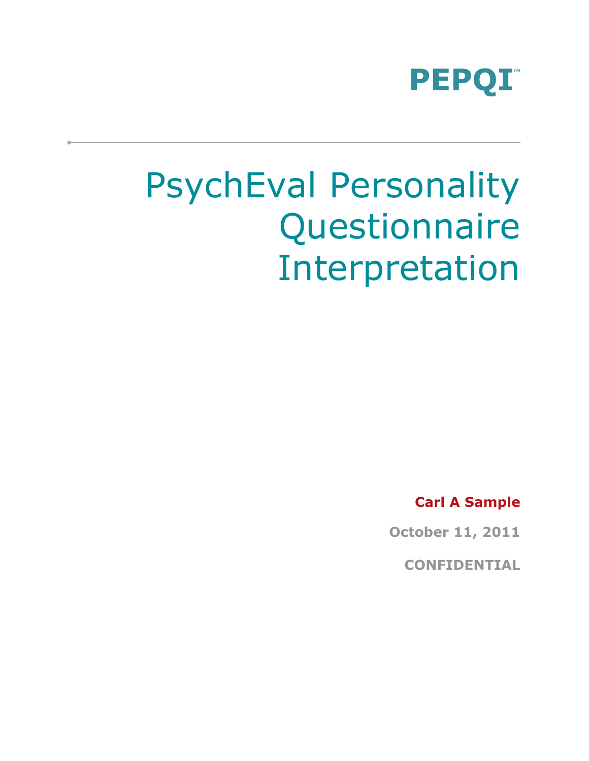**PEPQI™**

# PsychEval Personality Questionnaire Interpretation

**Carl A Sample**

**October 11, 2011**

**CONFIDENTIAL**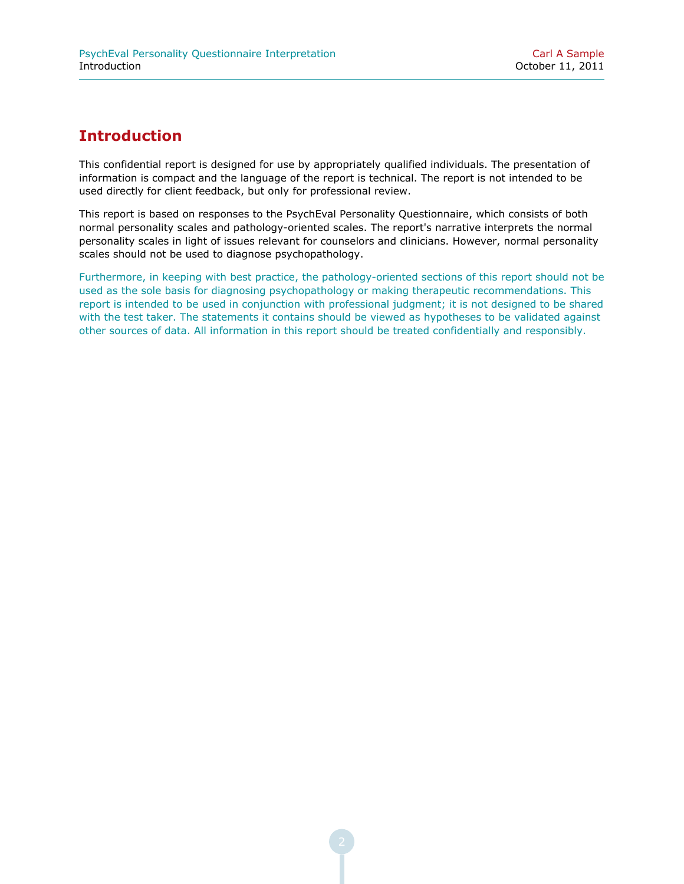# Introduction

This confidential report is designed for use by appropriately qualified individuals. The presentation of information is compact and the language of the report is technical. The report is not intended to be used directly for client feedback, but only for professional review.

This report is based on responses to the PsychEval Personality Questionnaire, which consists of both normal personality scales and pathology-oriented scales. The report's narrative interprets the normal personality scales in light of issues relevant for counselors and clinicians. However, normal personality scales should not be used to diagnose psychopathology.

Furthermore, in keeping with best practice, the pathology-oriented sections of this report should not be used as the sole basis for diagnosing psychopathology or making therapeutic recommendations. This report is intended to be used in conjunction with professional judgment; it is not designed to be shared with the test taker. The statements it contains should be viewed as hypotheses to be validated against other sources of data. All information in this report should be treated confidentially and responsibly.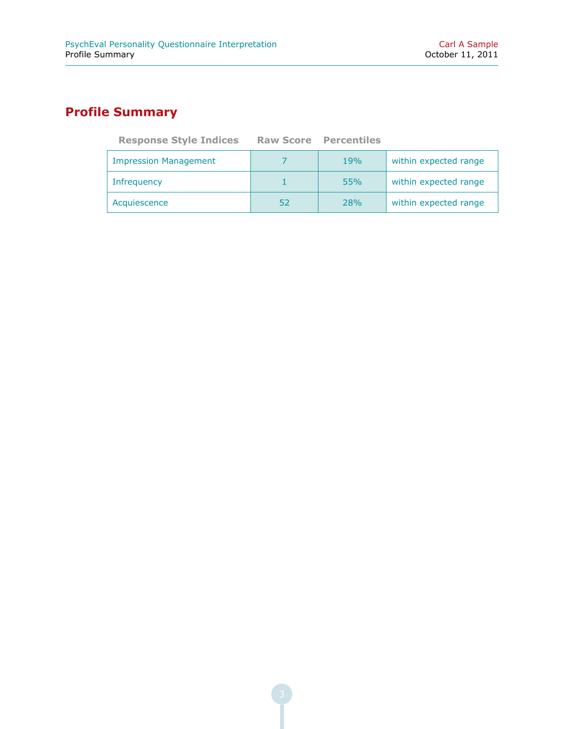## Profile Summary

| Response Style Indices | Raw Score | Percentiles | |
|---|---|---|---|
| Impression Management | 7 | 19% | within expected range |
| Infrequency | 1 | 55% | within expected range |
| Acquiescence | 52 | 28% | within expected range |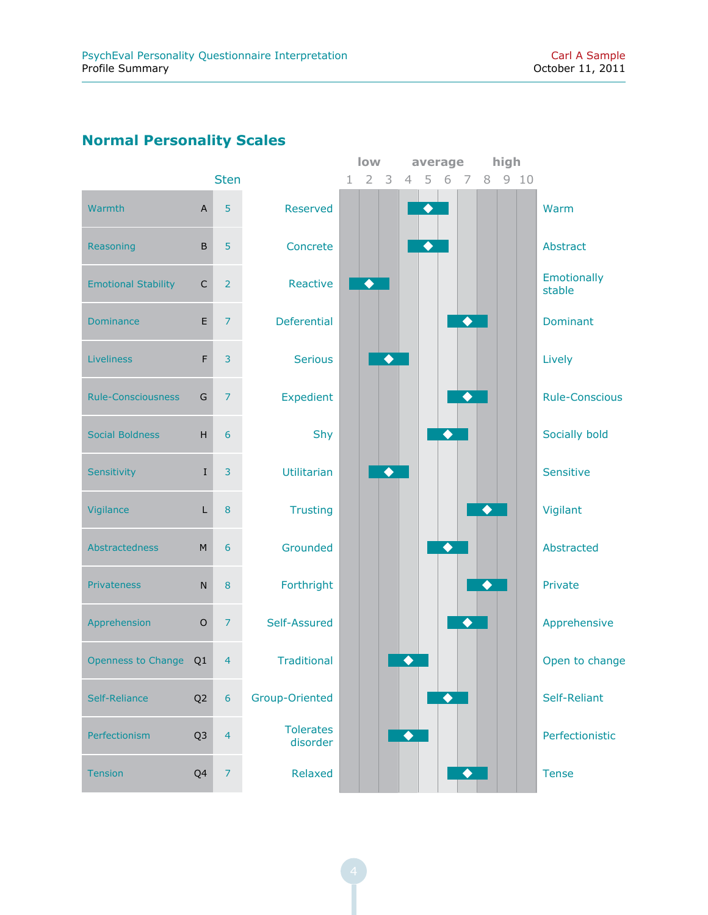## Normal Personality Scales

| Scale | Factor | Sten | Low Pole | High Pole |
|---|---|---|---|---|
| Warmth | A | 5 | Reserved | Warm |
| Reasoning | B | 5 | Concrete | Abstract |
| Emotional Stability | C | 2 | Reactive | Emotionally stable |
| Dominance | E | 7 | Deferential | Dominant |
| Liveliness | F | 3 | Serious | Lively |
| Rule-Consciousness | G | 7 | Expedient | Rule-Conscious |
| Social Boldness | H | 6 | Shy | Socially bold |
| Sensitivity | I | 3 | Utilitarian | Sensitive |
| Vigilance | L | 8 | Trusting | Vigilant |
| Abstractedness | M | 6 | Grounded | Abstracted |
| Privateness | N | 8 | Forthright | Private |
| Apprehension | O | 7 | Self-Assured | Apprehensive |
| Openness to Change | Q1 | 4 | Traditional | Open to change |
| Self-Reliance | Q2 | 6 | Group-Oriented | Self-Reliant |
| Perfectionism | Q3 | 4 | Tolerates disorder | Perfectionistic |
| Tension | Q4 | 7 | Relaxed | Tense |

Scale: low (1–3), average (4–7), high (8–10)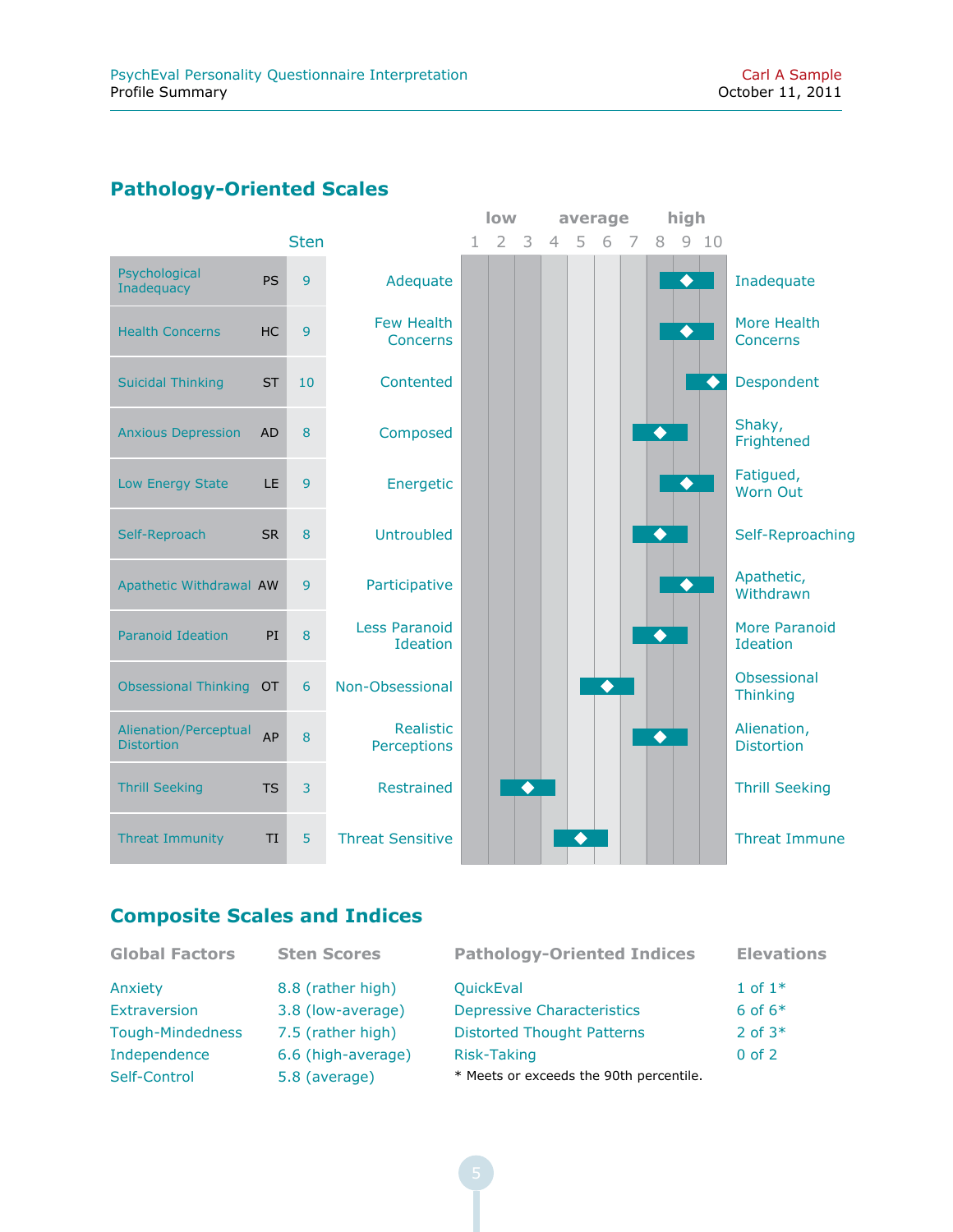## Pathology-Oriented Scales

| Scale | | Sten | Low-score description | High-score description |
|---|---|---|---|---|
| Psychological Inadequacy | PS | 9 | Adequate | Inadequate |
| Health Concerns | HC | 9 | Few Health Concerns | More Health Concerns |
| Suicidal Thinking | ST | 10 | Contented | Despondent |
| Anxious Depression | AD | 8 | Composed | Shaky, Frightened |
| Low Energy State | LE | 9 | Energetic | Fatigued, Worn Out |
| Self-Reproach | SR | 8 | Untroubled | Self-Reproaching |
| Apathetic Withdrawal | AW | 9 | Participative | Apathetic, Withdrawn |
| Paranoid Ideation | PI | 8 | Less Paranoid Ideation | More Paranoid Ideation |
| Obsessional Thinking | OT | 6 | Non-Obsessional | Obsessional Thinking |
| Alienation/Perceptual Distortion | AP | 8 | Realistic Perceptions | Alienation, Distortion |
| Thrill Seeking | TS | 3 | Restrained | Thrill Seeking |
| Threat Immunity | TI | 5 | Threat Sensitive | Threat Immune |

Scale: low (1–3), average (4–7), high (8–10)

## Composite Scales and Indices

| Global Factors | Sten Scores |
|---|---|
| Anxiety | 8.8 (rather high) |
| Extraversion | 3.8 (low-average) |
| Tough-Mindedness | 7.5 (rather high) |
| Independence | 6.6 (high-average) |
| Self-Control | 5.8 (average) |

| Pathology-Oriented Indices | Elevations |
|---|---|
| QuickEval | 1 of 1* |
| Depressive Characteristics | 6 of 6* |
| Distorted Thought Patterns | 2 of 3* |
| Risk-Taking | 0 of 2 |

* Meets or exceeds the 90th percentile.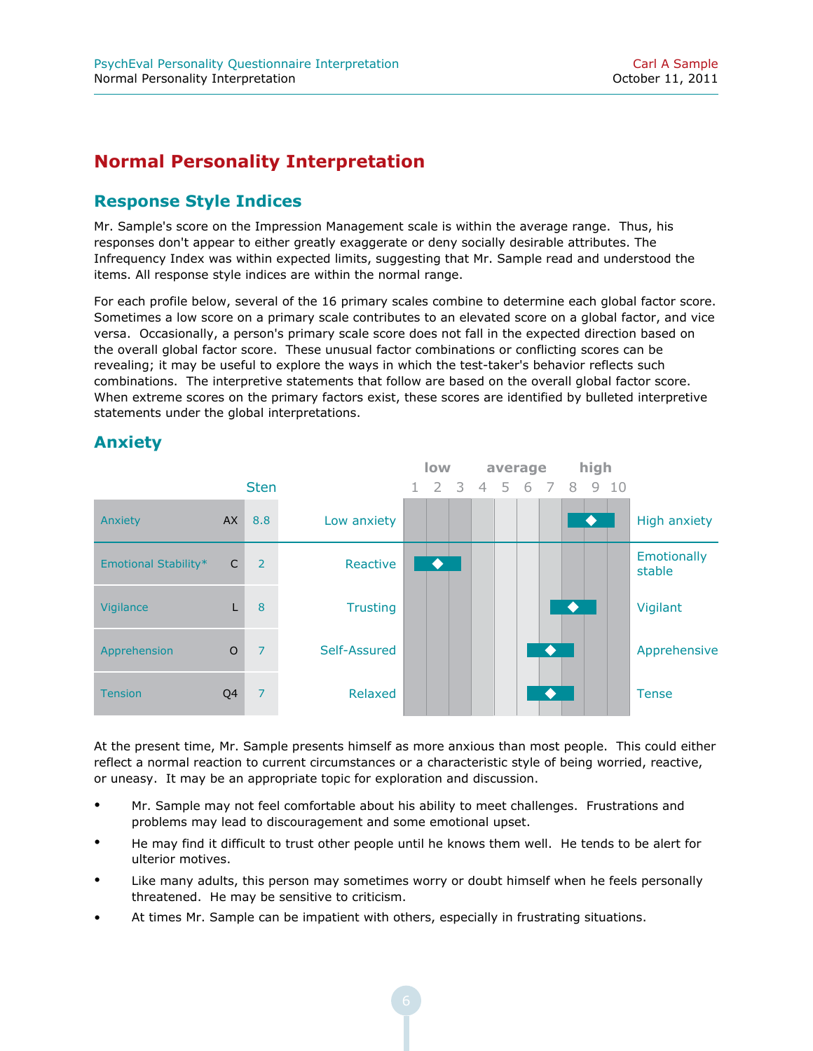# Normal Personality Interpretation

## Response Style Indices

Mr. Sample's score on the Impression Management scale is within the average range. Thus, his responses don't appear to either greatly exaggerate or deny socially desirable attributes. The Infrequency Index was within expected limits, suggesting that Mr. Sample read and understood the items. All response style indices are within the normal range.

For each profile below, several of the 16 primary scales combine to determine each global factor score. Sometimes a low score on a primary scale contributes to an elevated score on a global factor, and vice versa. Occasionally, a person's primary scale score does not fall in the expected direction based on the overall global factor score. These unusual factor combinations or conflicting scores can be revealing; it may be useful to explore the ways in which the test-taker's behavior reflects such combinations. The interpretive statements that follow are based on the overall global factor score. When extreme scores on the primary factors exist, these scores are identified by bulleted interpretive statements under the global interpretations.

## Anxiety

| Scale | | Sten | Low pole | Score (1–10: low 1–3, average 4–7, high 8–10) | High pole |
|---|---|---|---|---|---|
| Anxiety | AX | 8.8 | Low anxiety | 8.8 | High anxiety |
| Emotional Stability* | C | 2 | Reactive | 2 | Emotionally stable |
| Vigilance | L | 8 | Trusting | 8 | Vigilant |
| Apprehension | O | 7 | Self-Assured | 7 | Apprehensive |
| Tension | Q4 | 7 | Relaxed | 7 | Tense |

At the present time, Mr. Sample presents himself as more anxious than most people. This could either reflect a normal reaction to current circumstances or a characteristic style of being worried, reactive, or uneasy. It may be an appropriate topic for exploration and discussion.

- Mr. Sample may not feel comfortable about his ability to meet challenges. Frustrations and problems may lead to discouragement and some emotional upset.
- He may find it difficult to trust other people until he knows them well. He tends to be alert for ulterior motives.
- Like many adults, this person may sometimes worry or doubt himself when he feels personally threatened. He may be sensitive to criticism.
- At times Mr. Sample can be impatient with others, especially in frustrating situations.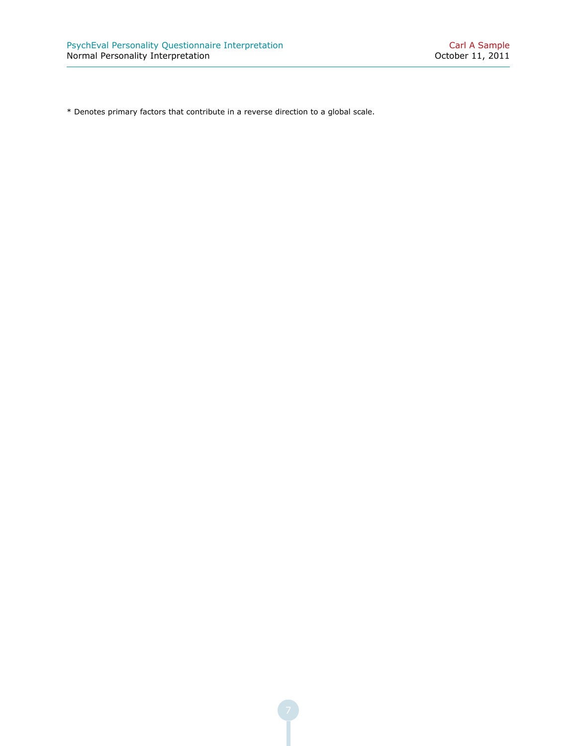* Denotes primary factors that contribute in a reverse direction to a global scale.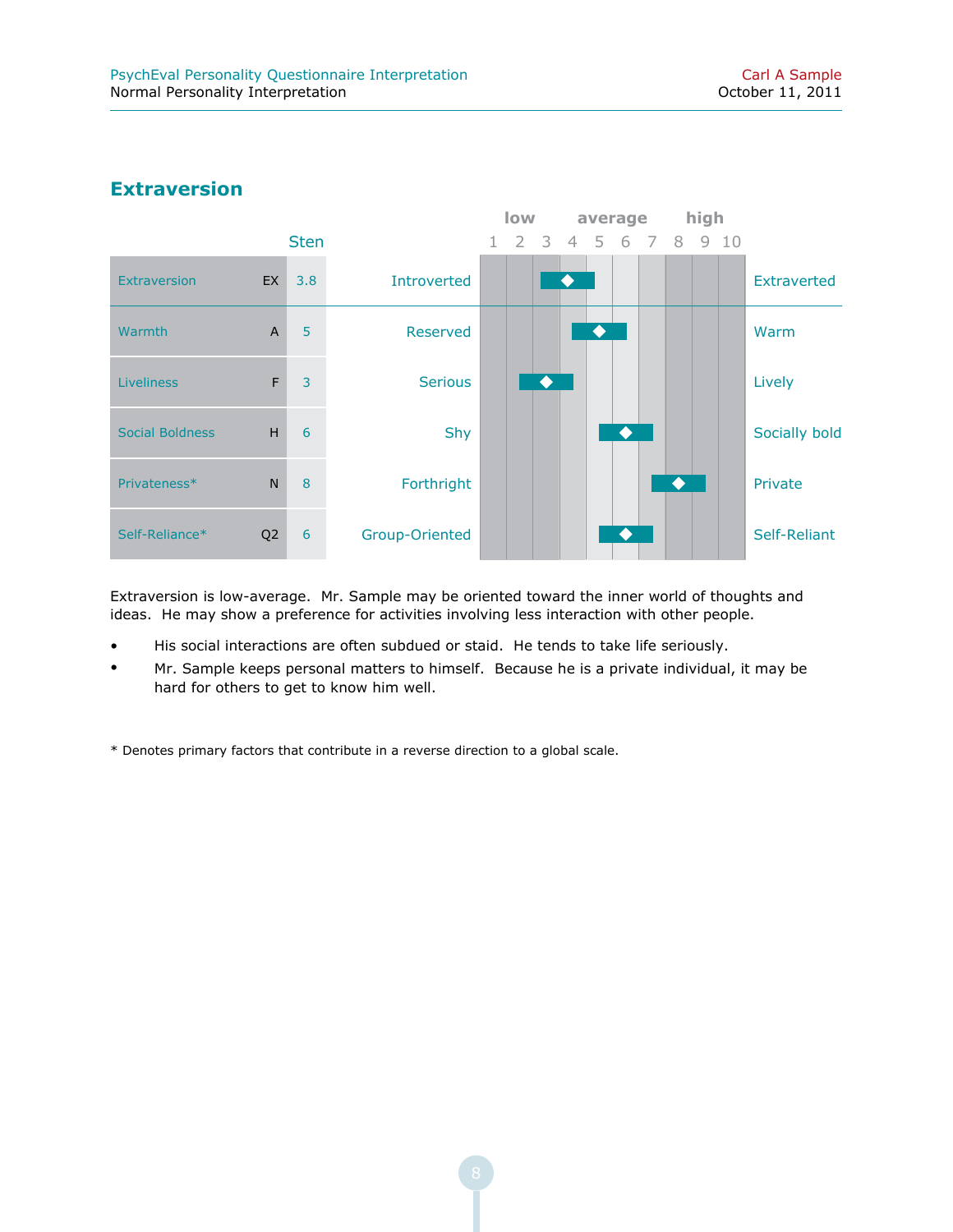## Extraversion

| | | Sten | Low pole | | High pole |
|---|---|---|---|---|---|
| Extraversion | EX | 3.8 | Introverted | | Extraverted |
| Warmth | A | 5 | Reserved | | Warm |
| Liveliness | F | 3 | Serious | | Lively |
| Social Boldness | H | 6 | Shy | | Socially bold |
| Privateness* | N | 8 | Forthright | | Private |
| Self-Reliance* | Q2 | 6 | Group-Oriented | | Self-Reliant |

Extraversion is low-average. Mr. Sample may be oriented toward the inner world of thoughts and ideas. He may show a preference for activities involving less interaction with other people.

- His social interactions are often subdued or staid. He tends to take life seriously.
- Mr. Sample keeps personal matters to himself. Because he is a private individual, it may be hard for others to get to know him well.

* Denotes primary factors that contribute in a reverse direction to a global scale.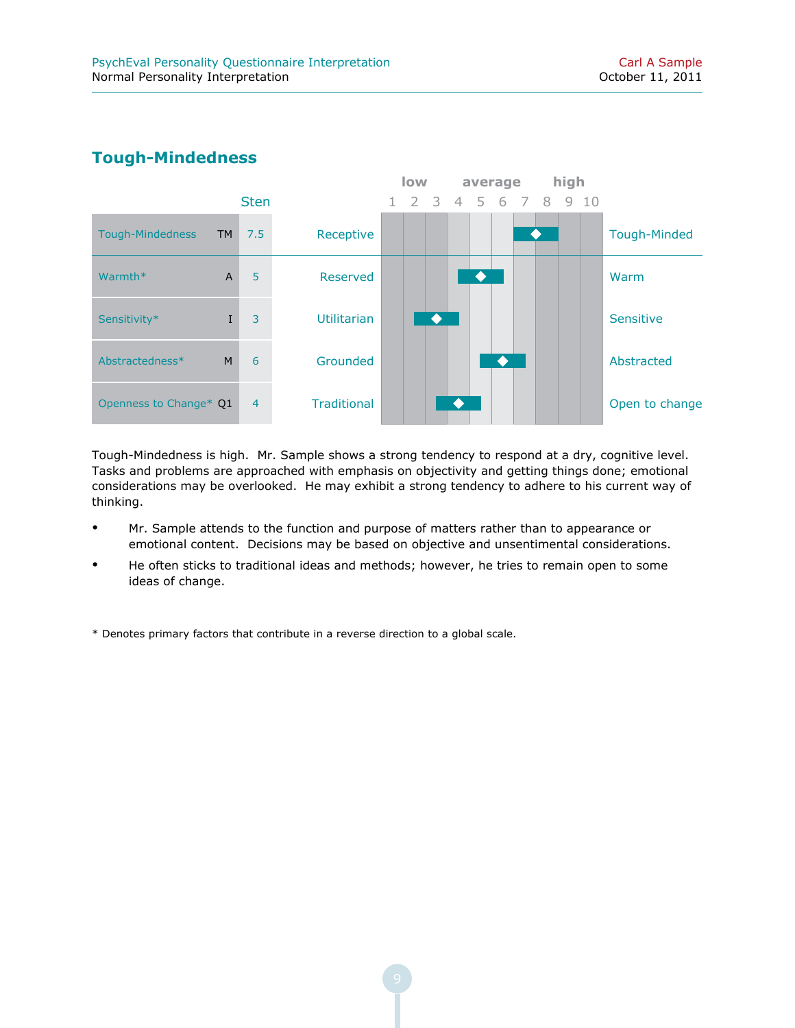## Tough-Mindedness

| | | Sten | | low / average / high (1–10) | |
|---|---|---|---|---|---|
| Tough-Mindedness | TM | 7.5 | Receptive | 7.5 | Tough-Minded |
| Warmth* | A | 5 | Reserved | 5 | Warm |
| Sensitivity* | I | 3 | Utilitarian | 3 | Sensitive |
| Abstractedness* | M | 6 | Grounded | 6 | Abstracted |
| Openness to Change* | Q1 | 4 | Traditional | 4 | Open to change |

Tough-Mindedness is high. Mr. Sample shows a strong tendency to respond at a dry, cognitive level. Tasks and problems are approached with emphasis on objectivity and getting things done; emotional considerations may be overlooked. He may exhibit a strong tendency to adhere to his current way of thinking.

- Mr. Sample attends to the function and purpose of matters rather than to appearance or emotional content. Decisions may be based on objective and unsentimental considerations.
- He often sticks to traditional ideas and methods; however, he tries to remain open to some ideas of change.

* Denotes primary factors that contribute in a reverse direction to a global scale.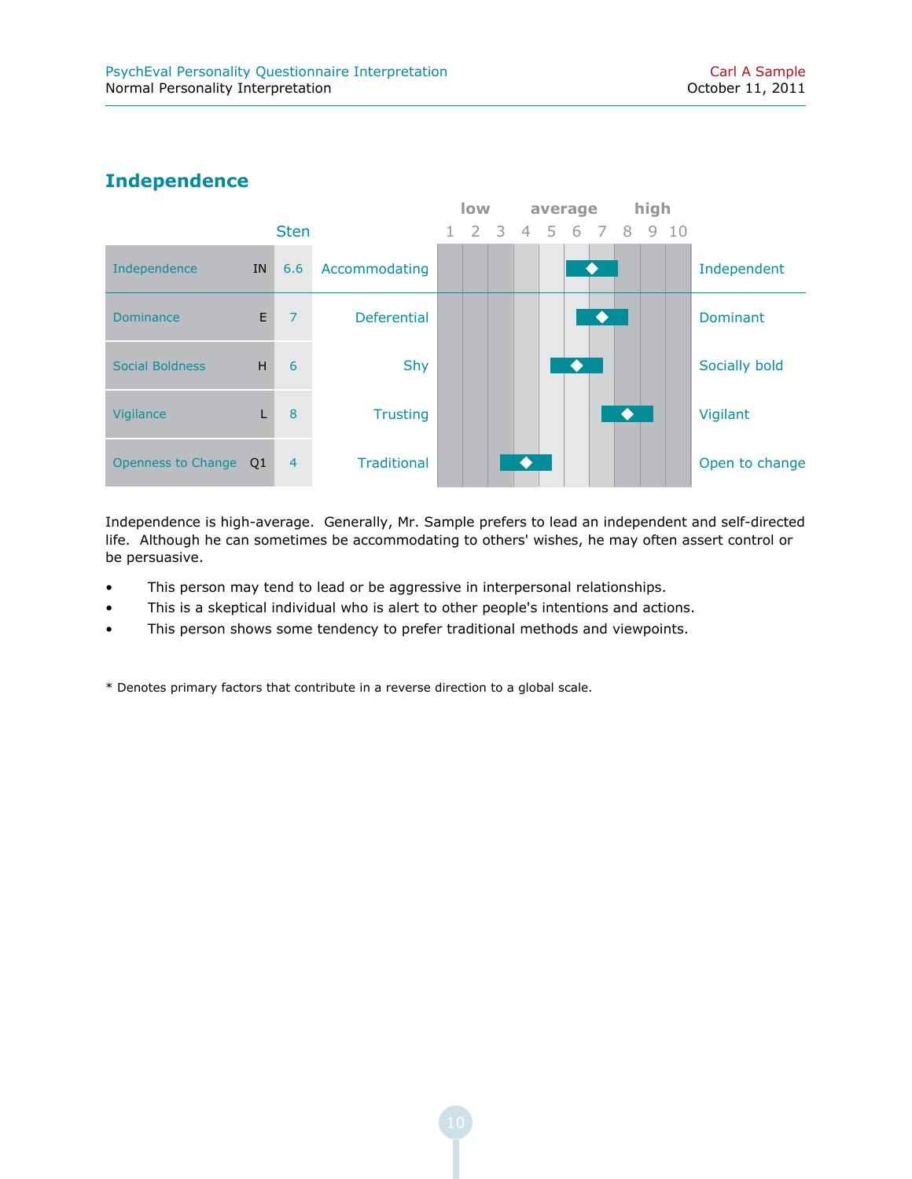## Independence

| Scale | | Sten | Low pole | High pole |
|---|---|---|---|---|
| Independence | IN | 6.6 | Accommodating | Independent |
| Dominance | E | 7 | Deferential | Dominant |
| Social Boldness | H | 6 | Shy | Socially bold |
| Vigilance | L | 8 | Trusting | Vigilant |
| Openness to Change | Q1 | 4 | Traditional | Open to change |

Independence is high-average. Generally, Mr. Sample prefers to lead an independent and self-directed life. Although he can sometimes be accommodating to others' wishes, he may often assert control or be persuasive.

- This person may tend to lead or be aggressive in interpersonal relationships.
- This is a skeptical individual who is alert to other people's intentions and actions.
- This person shows some tendency to prefer traditional methods and viewpoints.

* Denotes primary factors that contribute in a reverse direction to a global scale.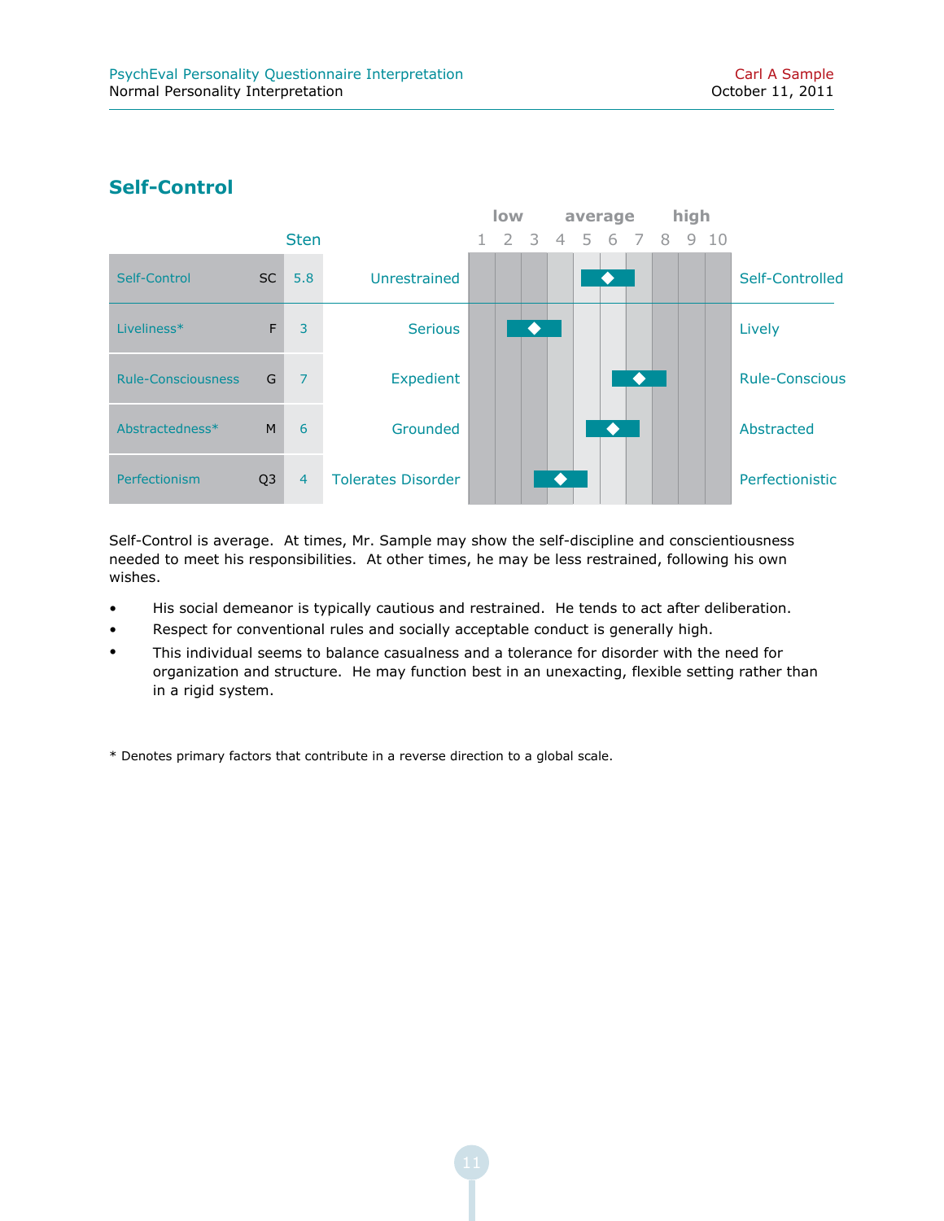## Self-Control

| | | Sten | | low / average / high (1–10) | |
|---|---|---|---|---|---|
| Self-Control | SC | 5.8 | Unrestrained | | Self-Controlled |
| Liveliness* | F | 3 | Serious | | Lively |
| Rule-Consciousness | G | 7 | Expedient | | Rule-Conscious |
| Abstractedness* | M | 6 | Grounded | | Abstracted |
| Perfectionism | Q3 | 4 | Tolerates Disorder | | Perfectionistic |

Self-Control is average. At times, Mr. Sample may show the self-discipline and conscientiousness needed to meet his responsibilities. At other times, he may be less restrained, following his own wishes.

- His social demeanor is typically cautious and restrained. He tends to act after deliberation.
- Respect for conventional rules and socially acceptable conduct is generally high.
- This individual seems to balance casualness and a tolerance for disorder with the need for organization and structure. He may function best in an unexacting, flexible setting rather than in a rigid system.

\* Denotes primary factors that contribute in a reverse direction to a global scale.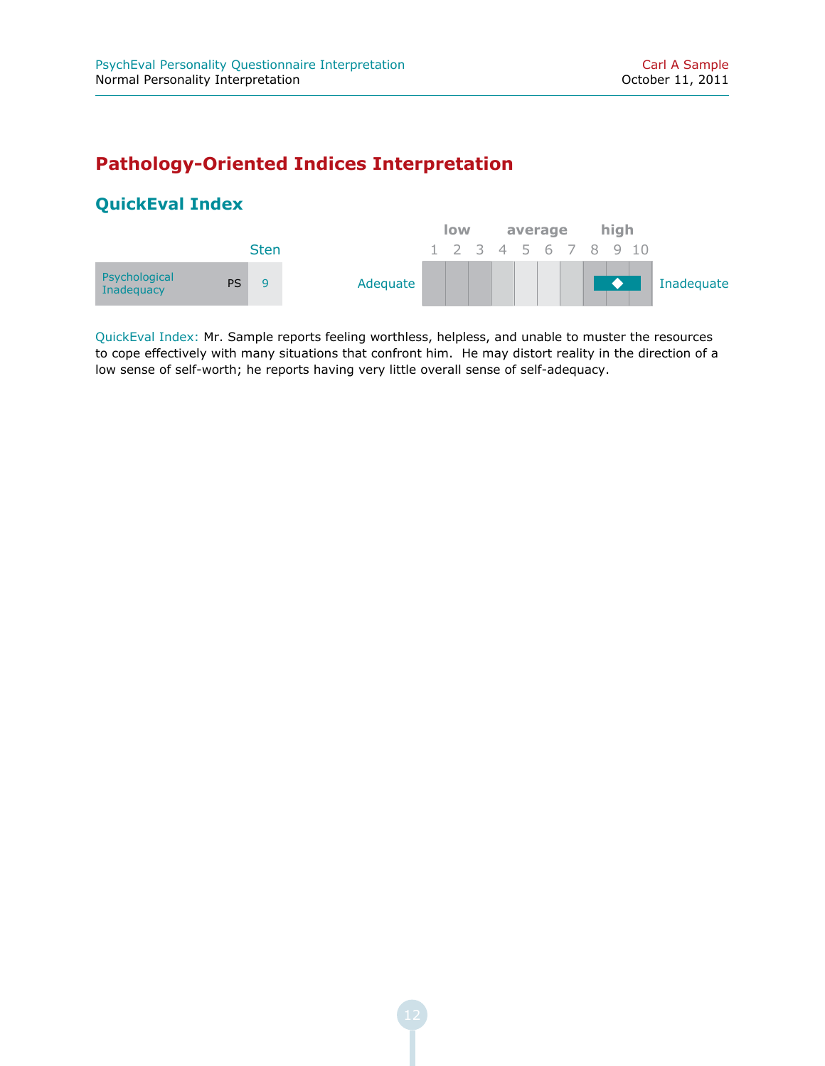# Pathology-Oriented Indices Interpretation

## QuickEval Index

| | | Sten | | low | | | average | | | | high | | | |
|---|---|---|---|---|---|---|---|---|---|---|---|---|---|---|
| | | | | 1 | 2 | 3 | 4 | 5 | 6 | 7 | 8 | 9 | 10 | |
| Psychological Inadequacy | PS | 9 | Adequate | | | | | | | | | ◆ | | Inadequate |

QuickEval Index: Mr. Sample reports feeling worthless, helpless, and unable to muster the resources to cope effectively with many situations that confront him. He may distort reality in the direction of a low sense of self-worth; he reports having very little overall sense of self-adequacy.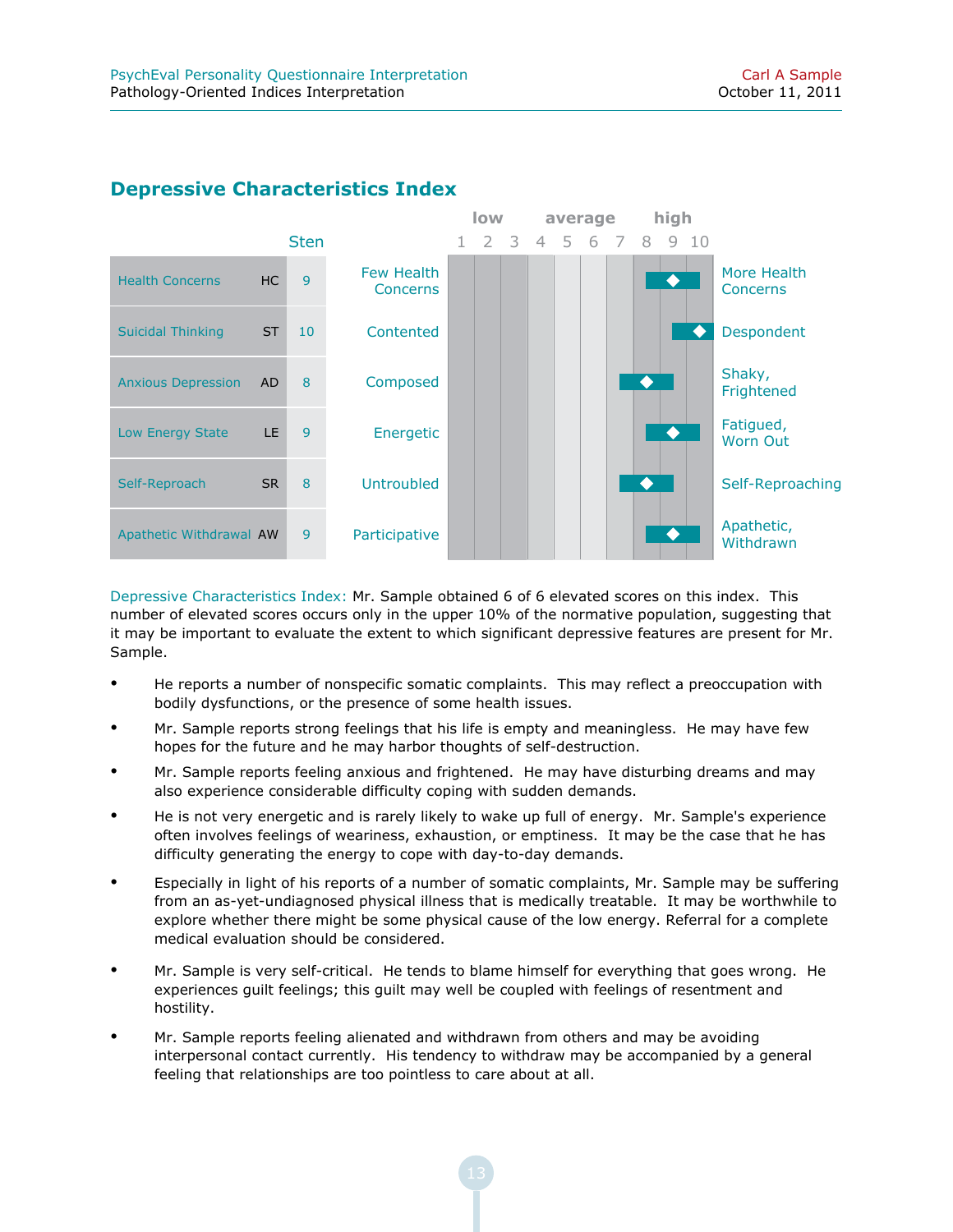## Depressive Characteristics Index

| Scale | Code | Sten | Low Pole | High Pole |
|---|---|---|---|---|
| Health Concerns | HC | 9 | Few Health Concerns | More Health Concerns |
| Suicidal Thinking | ST | 10 | Contented | Despondent |
| Anxious Depression | AD | 8 | Composed | Shaky, Frightened |
| Low Energy State | LE | 9 | Energetic | Fatigued, Worn Out |
| Self-Reproach | SR | 8 | Untroubled | Self-Reproaching |
| Apathetic Withdrawal | AW | 9 | Participative | Apathetic, Withdrawn |

Depressive Characteristics Index: Mr. Sample obtained 6 of 6 elevated scores on this index. This number of elevated scores occurs only in the upper 10% of the normative population, suggesting that it may be important to evaluate the extent to which significant depressive features are present for Mr. Sample.

- He reports a number of nonspecific somatic complaints. This may reflect a preoccupation with bodily dysfunctions, or the presence of some health issues.
- Mr. Sample reports strong feelings that his life is empty and meaningless. He may have few hopes for the future and he may harbor thoughts of self-destruction.
- Mr. Sample reports feeling anxious and frightened. He may have disturbing dreams and may also experience considerable difficulty coping with sudden demands.
- He is not very energetic and is rarely likely to wake up full of energy. Mr. Sample's experience often involves feelings of weariness, exhaustion, or emptiness. It may be the case that he has difficulty generating the energy to cope with day-to-day demands.
- Especially in light of his reports of a number of somatic complaints, Mr. Sample may be suffering from an as-yet-undiagnosed physical illness that is medically treatable. It may be worthwhile to explore whether there might be some physical cause of the low energy. Referral for a complete medical evaluation should be considered.
- Mr. Sample is very self-critical. He tends to blame himself for everything that goes wrong. He experiences guilt feelings; this guilt may well be coupled with feelings of resentment and hostility.
- Mr. Sample reports feeling alienated and withdrawn from others and may be avoiding interpersonal contact currently. His tendency to withdraw may be accompanied by a general feeling that relationships are too pointless to care about at all.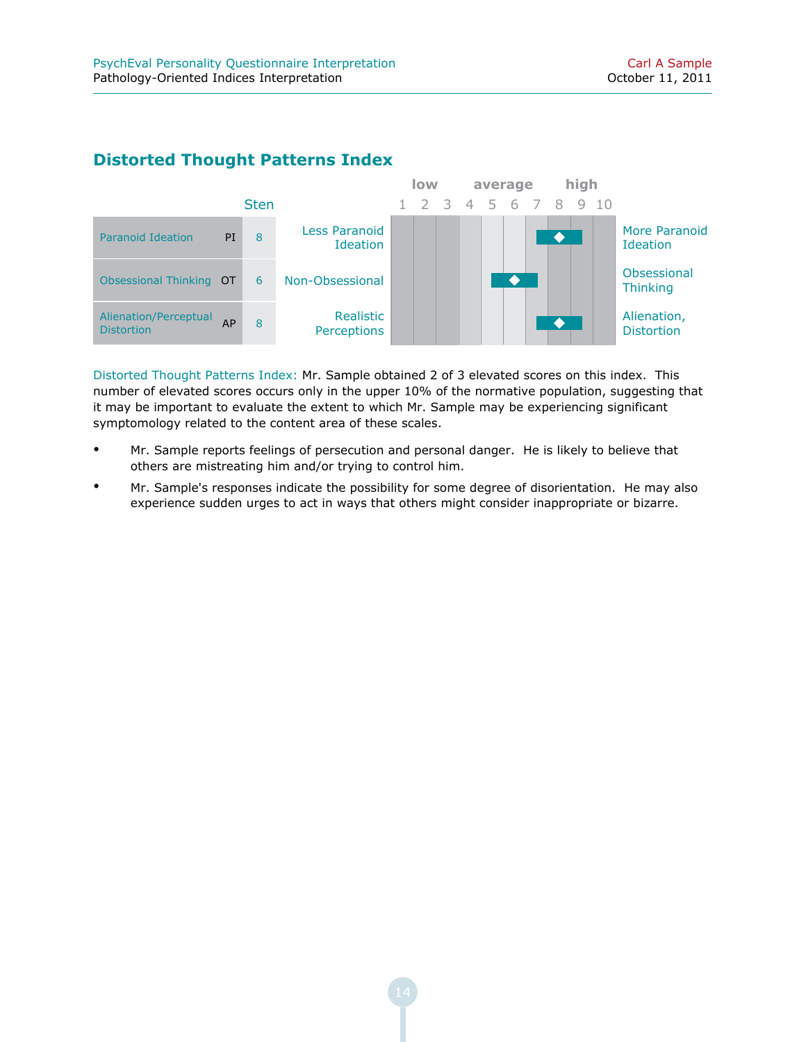## Distorted Thought Patterns Index

| Scale | | Sten | Low pole | 1 | 2 | 3 | 4 | 5 | 6 | 7 | 8 | 9 | 10 | High pole |
|---|---|---|---|---|---|---|---|---|---|---|---|---|---|---|
| Paranoid Ideation | PI | 8 | Less Paranoid Ideation | | | | | | | | ◆ | | | More Paranoid Ideation |
| Obsessional Thinking | OT | 6 | Non-Obsessional | | | | | | ◆ | | | | | Obsessional Thinking |
| Alienation/Perceptual Distortion | AP | 8 | Realistic Perceptions | | | | | | | | ◆ | | | Alienation, Distortion |

Distorted Thought Patterns Index: Mr. Sample obtained 2 of 3 elevated scores on this index. This number of elevated scores occurs only in the upper 10% of the normative population, suggesting that it may be important to evaluate the extent to which Mr. Sample may be experiencing significant symptomology related to the content area of these scales.

- Mr. Sample reports feelings of persecution and personal danger. He is likely to believe that others are mistreating him and/or trying to control him.
- Mr. Sample's responses indicate the possibility for some degree of disorientation. He may also experience sudden urges to act in ways that others might consider inappropriate or bizarre.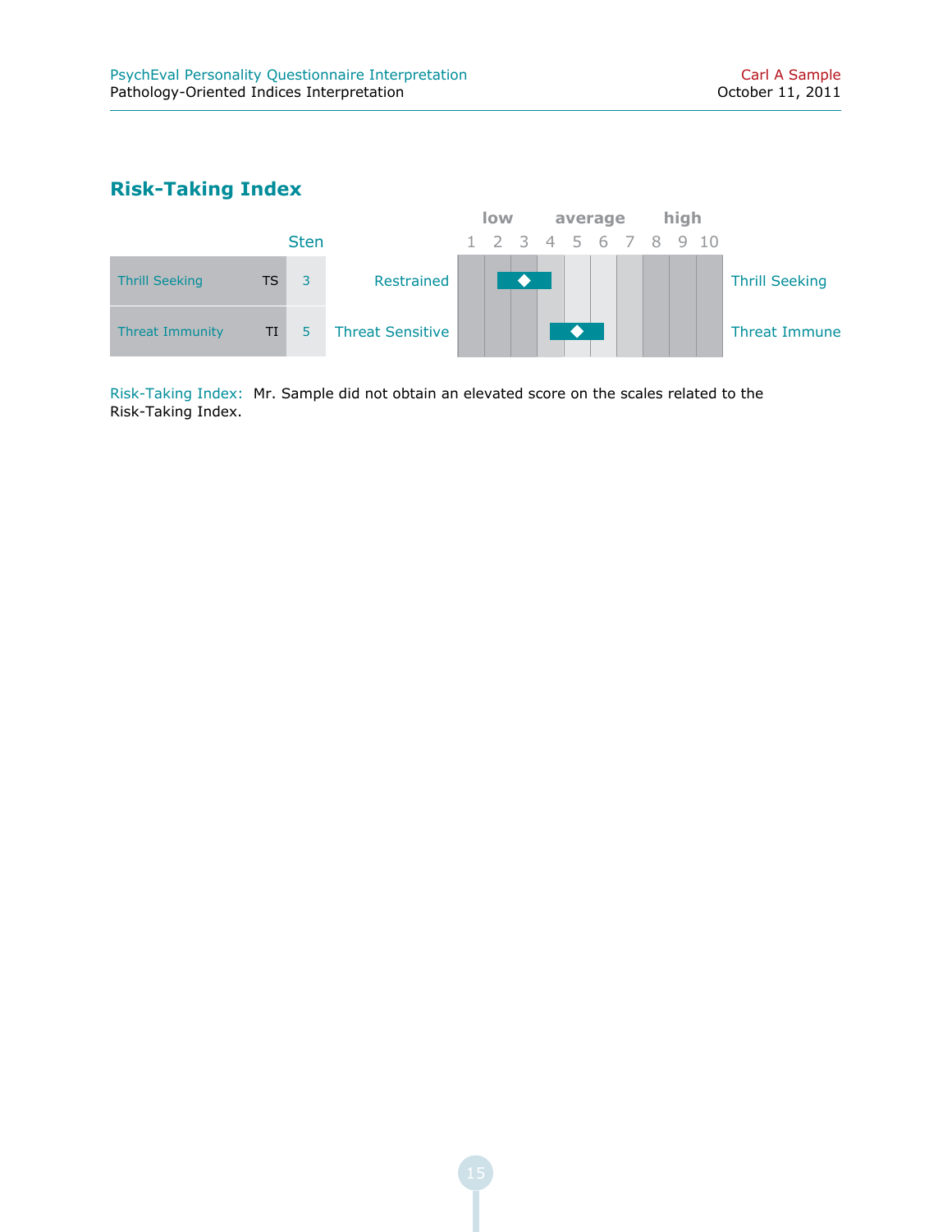## Risk-Taking Index

| | | Sten | | low / average / high (1–10) | |
|---|---|---|---|---|---|
| Thrill Seeking | TS | 3 | Restrained | 3 | Thrill Seeking |
| Threat Immunity | TI | 5 | Threat Sensitive | 5 | Threat Immune |

Risk-Taking Index: Mr. Sample did not obtain an elevated score on the scales related to the Risk-Taking Index.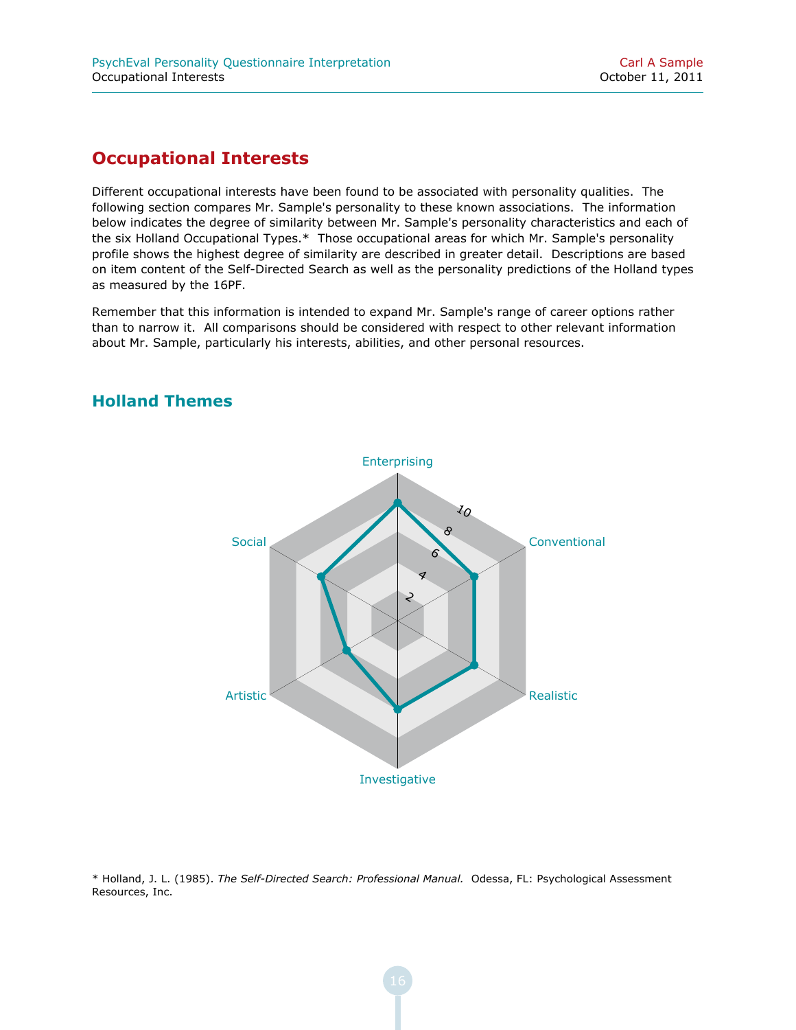# Occupational Interests

Different occupational interests have been found to be associated with personality qualities. The following section compares Mr. Sample's personality to these known associations. The information below indicates the degree of similarity between Mr. Sample's personality characteristics and each of the six Holland Occupational Types.* Those occupational areas for which Mr. Sample's personality profile shows the highest degree of similarity are described in greater detail. Descriptions are based on item content of the Self-Directed Search as well as the personality predictions of the Holland types as measured by the 16PF.

Remember that this information is intended to expand Mr. Sample's range of career options rather than to narrow it. All comparisons should be considered with respect to other relevant information about Mr. Sample, particularly his interests, abilities, and other personal resources.

## Holland Themes

Enterprising

Social

Conventional

Artistic

Realistic

Investigative

2 4 6 8 10

* Holland, J. L. (1985). *The Self-Directed Search: Professional Manual.* Odessa, FL: Psychological Assessment Resources, Inc.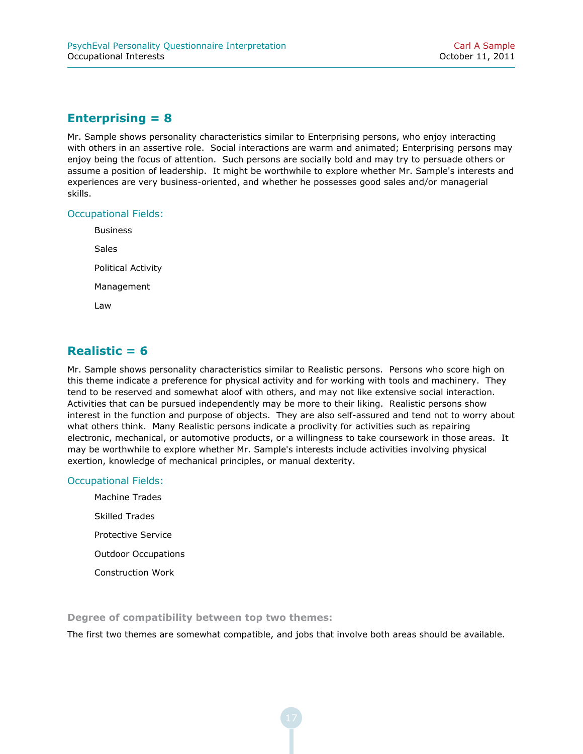## Enterprising = 8

Mr. Sample shows personality characteristics similar to Enterprising persons, who enjoy interacting with others in an assertive role. Social interactions are warm and animated; Enterprising persons may enjoy being the focus of attention. Such persons are socially bold and may try to persuade others or assume a position of leadership. It might be worthwhile to explore whether Mr. Sample's interests and experiences are very business-oriented, and whether he possesses good sales and/or managerial skills.

### Occupational Fields:

- Business
- Sales
- Political Activity
- Management
- Law

## Realistic = 6

Mr. Sample shows personality characteristics similar to Realistic persons. Persons who score high on this theme indicate a preference for physical activity and for working with tools and machinery. They tend to be reserved and somewhat aloof with others, and may not like extensive social interaction. Activities that can be pursued independently may be more to their liking. Realistic persons show interest in the function and purpose of objects. They are also self-assured and tend not to worry about what others think. Many Realistic persons indicate a proclivity for activities such as repairing electronic, mechanical, or automotive products, or a willingness to take coursework in those areas. It may be worthwhile to explore whether Mr. Sample's interests include activities involving physical exertion, knowledge of mechanical principles, or manual dexterity.

### Occupational Fields:

- Machine Trades
- Skilled Trades
- Protective Service
- Outdoor Occupations
- Construction Work

### Degree of compatibility between top two themes:

The first two themes are somewhat compatible, and jobs that involve both areas should be available.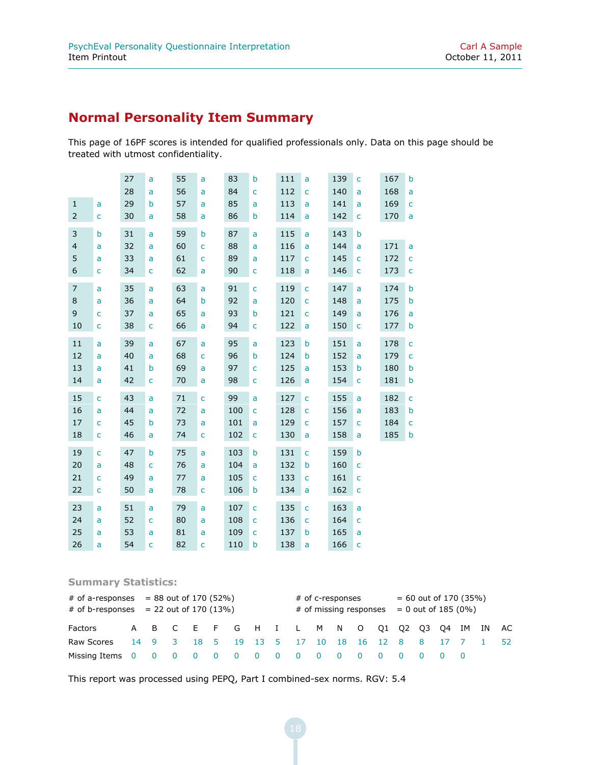## Normal Personality Item Summary

This page of 16PF scores is intended for qualified professionals only. Data on this page should be treated with utmost confidentiality.

| Item | Resp | Item | Resp | Item | Resp | Item | Resp | Item | Resp | Item | Resp | Item | Resp |
|---|---|---|---|---|---|---|---|---|---|---|---|---|---|
| | | 27 | a | 55 | a | 83 | b | 111 | a | 139 | c | 167 | b |
| | | 28 | a | 56 | a | 84 | c | 112 | c | 140 | a | 168 | a |
| 1 | a | 29 | b | 57 | a | 85 | a | 113 | a | 141 | a | 169 | c |
| 2 | c | 30 | a | 58 | a | 86 | b | 114 | a | 142 | c | 170 | a |
| 3 | b | 31 | a | 59 | b | 87 | a | 115 | a | 143 | b | | |
| 4 | a | 32 | a | 60 | c | 88 | a | 116 | a | 144 | a | 171 | a |
| 5 | a | 33 | a | 61 | c | 89 | a | 117 | c | 145 | c | 172 | c |
| 6 | c | 34 | c | 62 | a | 90 | c | 118 | a | 146 | c | 173 | c |
| 7 | a | 35 | a | 63 | a | 91 | c | 119 | c | 147 | a | 174 | b |
| 8 | a | 36 | a | 64 | b | 92 | a | 120 | c | 148 | a | 175 | b |
| 9 | c | 37 | a | 65 | a | 93 | b | 121 | c | 149 | a | 176 | a |
| 10 | c | 38 | c | 66 | a | 94 | c | 122 | a | 150 | c | 177 | b |
| 11 | a | 39 | a | 67 | a | 95 | a | 123 | b | 151 | a | 178 | c |
| 12 | a | 40 | a | 68 | c | 96 | b | 124 | b | 152 | a | 179 | c |
| 13 | a | 41 | b | 69 | a | 97 | c | 125 | a | 153 | b | 180 | b |
| 14 | a | 42 | c | 70 | a | 98 | c | 126 | a | 154 | c | 181 | b |
| 15 | c | 43 | a | 71 | c | 99 | a | 127 | c | 155 | a | 182 | c |
| 16 | a | 44 | a | 72 | a | 100 | c | 128 | c | 156 | a | 183 | b |
| 17 | c | 45 | b | 73 | a | 101 | a | 129 | c | 157 | c | 184 | c |
| 18 | c | 46 | a | 74 | c | 102 | c | 130 | a | 158 | a | 185 | b |
| 19 | c | 47 | b | 75 | a | 103 | b | 131 | c | 159 | b | | |
| 20 | a | 48 | c | 76 | a | 104 | a | 132 | b | 160 | c | | |
| 21 | c | 49 | a | 77 | a | 105 | c | 133 | c | 161 | c | | |
| 22 | c | 50 | a | 78 | c | 106 | b | 134 | a | 162 | c | | |
| 23 | a | 51 | a | 79 | a | 107 | c | 135 | c | 163 | a | | |
| 24 | a | 52 | c | 80 | a | 108 | c | 136 | c | 164 | c | | |
| 25 | a | 53 | a | 81 | a | 109 | c | 137 | b | 165 | a | | |
| 26 | a | 54 | c | 82 | c | 110 | b | 138 | a | 166 | c | | |

**Summary Statistics:**

# of a-responses = 88 out of 170 (52%)
# of b-responses = 22 out of 170 (13%)
# of c-responses = 60 out of 170 (35%)
# of missing responses = 0 out of 185 (0%)

| Factors | A | B | C | E | F | G | H | I | L | M | N | O | Q1 | Q2 | Q3 | Q4 | IM | IN | AC |
|---|---|---|---|---|---|---|---|---|---|---|---|---|---|---|---|---|---|---|---|
| Raw Scores | 14 | 9 | 3 | 18 | 5 | 19 | 13 | 5 | 17 | 10 | 18 | 16 | 12 | 8 | 8 | 17 | 7 | 1 | 52 |
| Missing Items | 0 | 0 | 0 | 0 | 0 | 0 | 0 | 0 | 0 | 0 | 0 | 0 | 0 | 0 | 0 | 0 | 0 | | |

This report was processed using PEPQ, Part I combined-sex norms. RGV: 5.4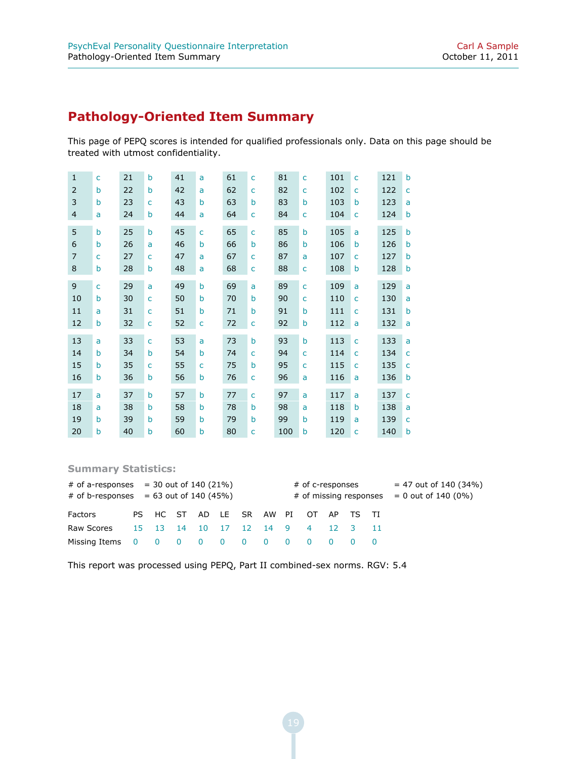## Pathology-Oriented Item Summary

This page of PEPQ scores is intended for qualified professionals only. Data on this page should be treated with utmost confidentiality.

| | | | | | | | | | | | | | |
|---|---|---|---|---|---|---|---|---|---|---|---|---|---|
| 1 | c | 21 | b | 41 | a | 61 | c | 81 | c | 101 | c | 121 | b |
| 2 | b | 22 | b | 42 | a | 62 | c | 82 | c | 102 | c | 122 | c |
| 3 | b | 23 | c | 43 | b | 63 | b | 83 | b | 103 | b | 123 | a |
| 4 | a | 24 | b | 44 | a | 64 | c | 84 | c | 104 | c | 124 | b |
| 5 | b | 25 | b | 45 | c | 65 | c | 85 | b | 105 | a | 125 | b |
| 6 | b | 26 | a | 46 | b | 66 | b | 86 | b | 106 | b | 126 | b |
| 7 | c | 27 | c | 47 | a | 67 | c | 87 | a | 107 | c | 127 | b |
| 8 | b | 28 | b | 48 | a | 68 | c | 88 | c | 108 | b | 128 | b |
| 9 | c | 29 | a | 49 | b | 69 | a | 89 | c | 109 | a | 129 | a |
| 10 | b | 30 | c | 50 | b | 70 | b | 90 | c | 110 | c | 130 | a |
| 11 | a | 31 | c | 51 | b | 71 | b | 91 | b | 111 | c | 131 | b |
| 12 | b | 32 | c | 52 | c | 72 | c | 92 | b | 112 | a | 132 | a |
| 13 | a | 33 | c | 53 | a | 73 | b | 93 | b | 113 | c | 133 | a |
| 14 | b | 34 | b | 54 | b | 74 | c | 94 | c | 114 | c | 134 | c |
| 15 | b | 35 | c | 55 | c | 75 | b | 95 | c | 115 | c | 135 | c |
| 16 | b | 36 | b | 56 | b | 76 | c | 96 | a | 116 | a | 136 | b |
| 17 | a | 37 | b | 57 | b | 77 | c | 97 | a | 117 | a | 137 | c |
| 18 | a | 38 | b | 58 | b | 78 | b | 98 | a | 118 | b | 138 | a |
| 19 | b | 39 | b | 59 | b | 79 | b | 99 | b | 119 | a | 139 | c |
| 20 | b | 40 | b | 60 | b | 80 | c | 100 | b | 120 | c | 140 | b |

### Summary Statistics:

# of a-responses = 30 out of 140 (21%)
# of b-responses = 63 out of 140 (45%)
# of c-responses = 47 out of 140 (34%)
# of missing responses = 0 out of 140 (0%)

| Factors | PS | HC | ST | AD | LE | SR | AW | PI | OT | AP | TS | TI |
|---|---|---|---|---|---|---|---|---|---|---|---|---|
| Raw Scores | 15 | 13 | 14 | 10 | 17 | 12 | 14 | 9 | 4 | 12 | 3 | 11 |
| Missing Items | 0 | 0 | 0 | 0 | 0 | 0 | 0 | 0 | 0 | 0 | 0 | 0 |

This report was processed using PEPQ, Part II combined-sex norms. RGV: 5.4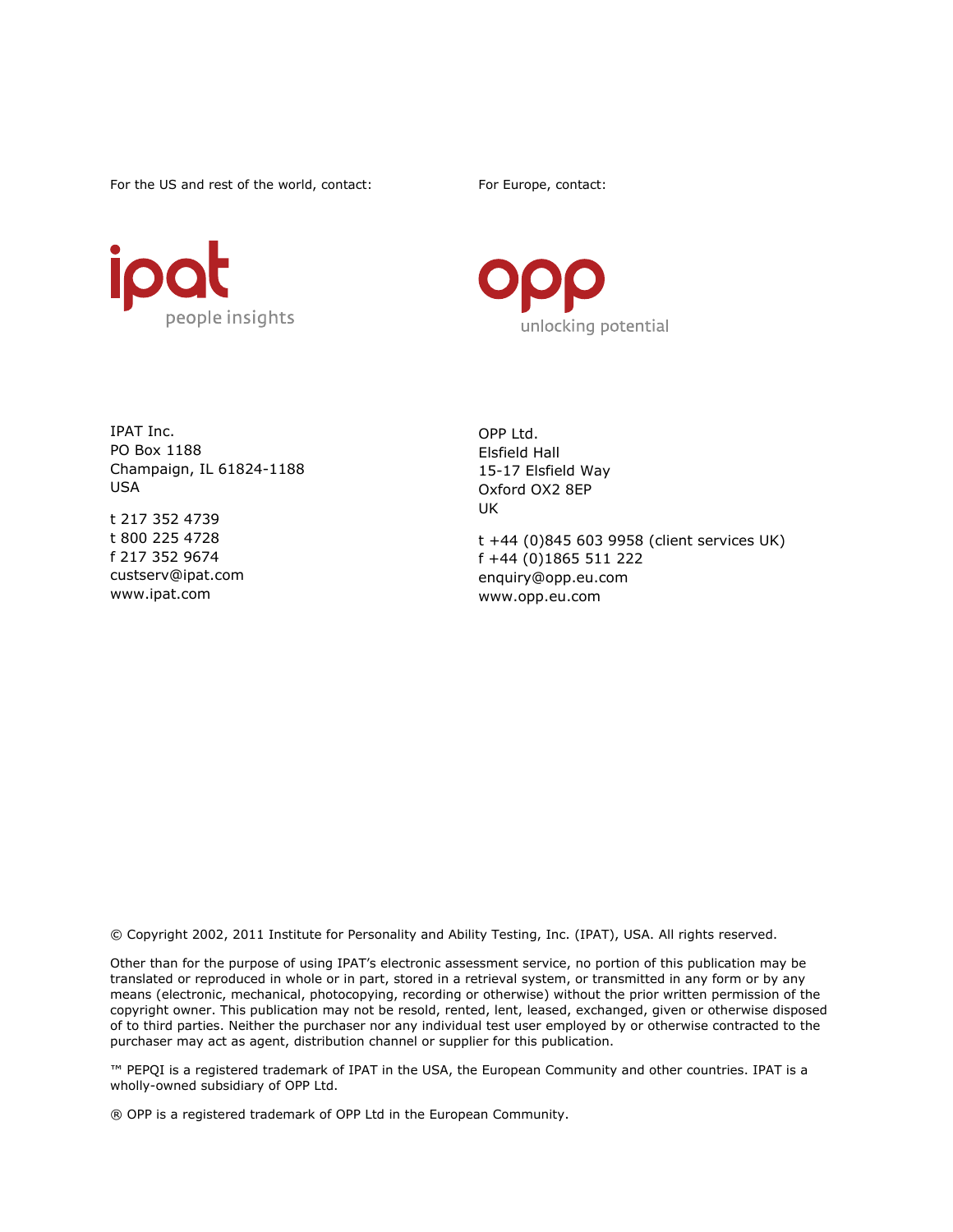For the US and rest of the world, contact:

ipat
people insights

IPAT Inc.
PO Box 1188
Champaign, IL 61824-1188
USA

t 217 352 4739
t 800 225 4728
f 217 352 9674
custserv@ipat.com
www.ipat.com

For Europe, contact:

opp
unlocking potential

OPP Ltd.
Elsfield Hall
15-17 Elsfield Way
Oxford OX2 8EP
UK

t +44 (0)845 603 9958 (client services UK)
f +44 (0)1865 511 222
enquiry@opp.eu.com
www.opp.eu.com

© Copyright 2002, 2011 Institute for Personality and Ability Testing, Inc. (IPAT), USA. All rights reserved.

Other than for the purpose of using IPAT's electronic assessment service, no portion of this publication may be translated or reproduced in whole or in part, stored in a retrieval system, or transmitted in any form or by any means (electronic, mechanical, photocopying, recording or otherwise) without the prior written permission of the copyright owner. This publication may not be resold, rented, lent, leased, exchanged, given or otherwise disposed of to third parties. Neither the purchaser nor any individual test user employed by or otherwise contracted to the purchaser may act as agent, distribution channel or supplier for this publication.

™ PEPQI is a registered trademark of IPAT in the USA, the European Community and other countries. IPAT is a wholly-owned subsidiary of OPP Ltd.

® OPP is a registered trademark of OPP Ltd in the European Community.